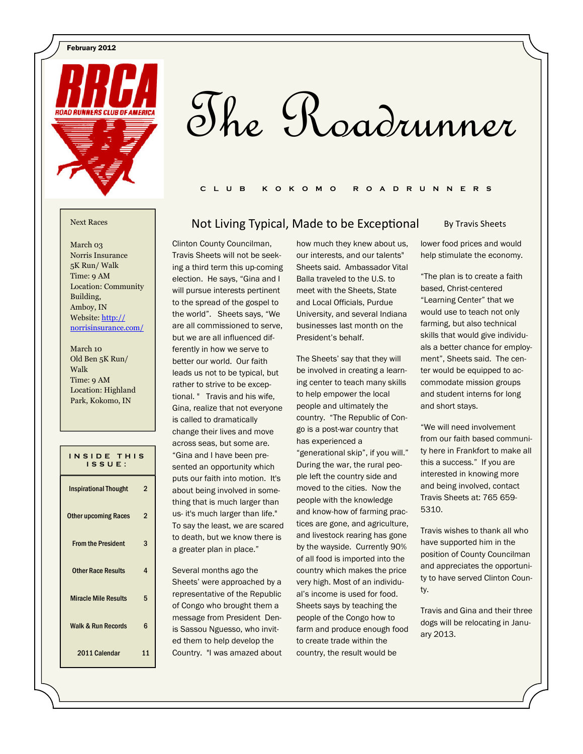February 2012

# The Roadrunner

CLUB KOKOMO ROADRUNNERS

Next Races

March 03
Norris Insurance
5K Run/ Walk
Time: 9 AM
Location: Community Building,
Amboy, IN
Website: http://norrisinsurance.com/

March 10
Old Ben 5K Run/ Walk
Time: 9 AM
Location: Highland Park, Kokomo, IN

| INSIDE THIS ISSUE: | |
|---|---|
| Inspirational Thought | 2 |
| Other upcoming Races | 2 |
| From the President | 3 |
| Other Race Results | 4 |
| Miracle Mile Results | 5 |
| Walk & Run Records | 6 |
| 2011 Calendar | 11 |

## Not Living Typical, Made to be Exceptional

By Travis Sheets

Clinton County Councilman, Travis Sheets will not be seeking a third term this up-coming election. He says, "Gina and I will pursue interests pertinent to the spread of the gospel to the world". Sheets says, "We are all commissioned to serve, but we are all influenced differently in how we serve to better our world. Our faith leads us not to be typical, but rather to strive to be exceptional. " Travis and his wife, Gina, realize that not everyone is called to dramatically change their lives and move across seas, but some are. "Gina and I have been presented an opportunity which puts our faith into motion. It's about being involved in something that is much larger than us- it's much larger than life." To say the least, we are scared to death, but we know there is a greater plan in place."

Several months ago the Sheets' were approached by a representative of the Republic of Congo who brought them a message from President Denis Sassou Nguesso, who invited them to help develop the Country. "I was amazed about how much they knew about us, our interests, and our talents" Sheets said. Ambassador Vital Balla traveled to the U.S. to meet with the Sheets, State and Local Officials, Purdue University, and several Indiana businesses last month on the President's behalf.

The Sheets' say that they will be involved in creating a learning center to teach many skills to help empower the local people and ultimately the country. "The Republic of Congo is a post-war country that has experienced a "generational skip", if you will." During the war, the rural people left the country side and moved to the cities. Now the people with the knowledge and know-how of farming practices are gone, and agriculture, and livestock rearing has gone by the wayside. Currently 90% of all food is imported into the country which makes the price very high. Most of an individual's income is used for food. Sheets says by teaching the people of the Congo how to farm and produce enough food to create trade within the country, the result would be lower food prices and would help stimulate the economy.

"The plan is to create a faith based, Christ-centered "Learning Center" that we would use to teach not only farming, but also technical skills that would give individuals a better chance for employment", Sheets said. The center would be equipped to accommodate mission groups and student interns for long and short stays.

"We will need involvement from our faith based community here in Frankfort to make all this a success." If you are interested in knowing more and being involved, contact Travis Sheets at: 765 659-5310.

Travis wishes to thank all who have supported him in the position of County Councilman and appreciates the opportunity to have served Clinton County.

Travis and Gina and their three dogs will be relocating in January 2013.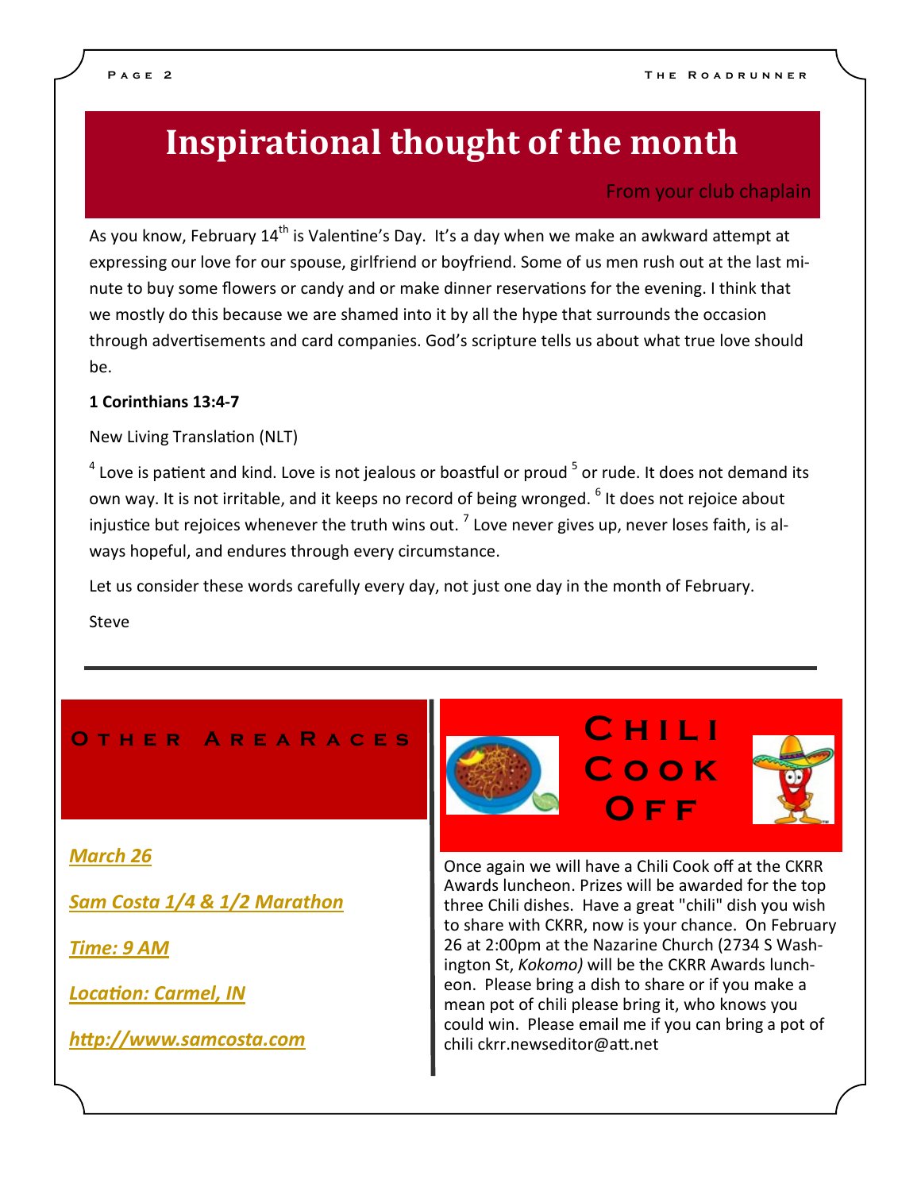# Inspirational thought of the month

From your club chaplain

As you know, February 14th is Valentine's Day. It's a day when we make an awkward attempt at expressing our love for our spouse, girlfriend or boyfriend. Some of us men rush out at the last minute to buy some flowers or candy and or make dinner reservations for the evening. I think that we mostly do this because we are shamed into it by all the hype that surrounds the occasion through advertisements and card companies. God's scripture tells us about what true love should be.

**1 Corinthians 13:4-7**

New Living Translation (NLT)

4 Love is patient and kind. Love is not jealous or boastful or proud 5 or rude. It does not demand its own way. It is not irritable, and it keeps no record of being wronged. 6 It does not rejoice about injustice but rejoices whenever the truth wins out. 7 Love never gives up, never loses faith, is always hopeful, and endures through every circumstance.

Let us consider these words carefully every day, not just one day in the month of February.

Steve

---

## Other Area Races

***March 26***

***Sam Costa 1/4 & 1/2 Marathon***

***Time: 9 AM***

***Location: Carmel, IN***

***http://www.samcosta.com***

## Chili Cook Off

Once again we will have a Chili Cook off at the CKRR Awards luncheon. Prizes will be awarded for the top three Chili dishes. Have a great "chili" dish you wish to share with CKRR, now is your chance. On February 26 at 2:00pm at the Nazarine Church (2734 S Washington St, *Kokomo)* will be the CKRR Awards luncheon. Please bring a dish to share or if you make a mean pot of chili please bring it, who knows you could win. Please email me if you can bring a pot of chili ckrr.newseditor@att.net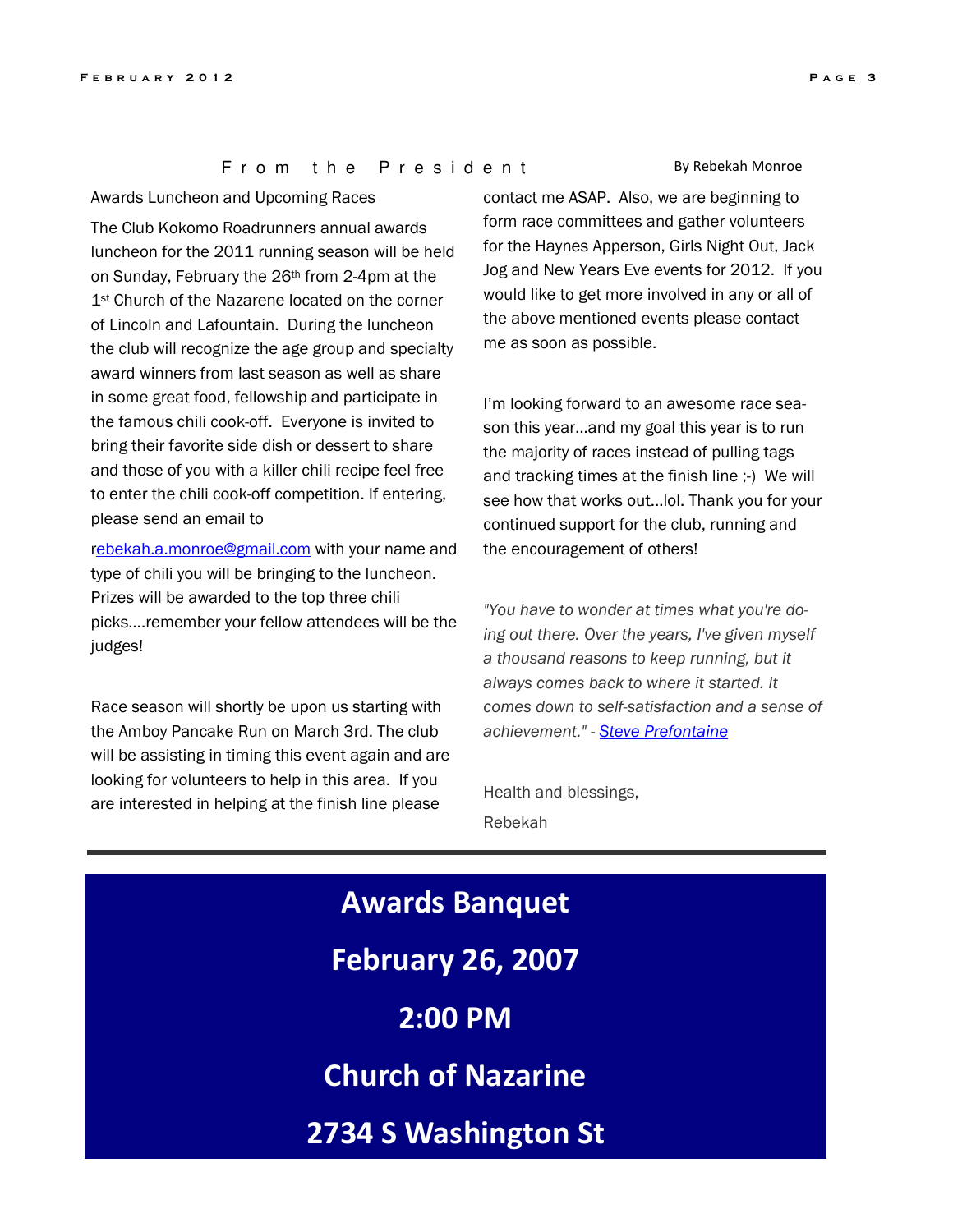## From the President

By Rebekah Monroe

Awards Luncheon and Upcoming Races

The Club Kokomo Roadrunners annual awards luncheon for the 2011 running season will be held on Sunday, February the 26th from 2-4pm at the 1st Church of the Nazarene located on the corner of Lincoln and Lafountain. During the luncheon the club will recognize the age group and specialty award winners from last season as well as share in some great food, fellowship and participate in the famous chili cook-off. Everyone is invited to bring their favorite side dish or dessert to share and those of you with a killer chili recipe feel free to enter the chili cook-off competition. If entering, please send an email to rebekah.a.monroe@gmail.com with your name and type of chili you will be bringing to the luncheon. Prizes will be awarded to the top three chili picks….remember your fellow attendees will be the judges!

Race season will shortly be upon us starting with the Amboy Pancake Run on March 3rd. The club will be assisting in timing this event again and are looking for volunteers to help in this area. If you are interested in helping at the finish line please contact me ASAP. Also, we are beginning to form race committees and gather volunteers for the Haynes Apperson, Girls Night Out, Jack Jog and New Years Eve events for 2012. If you would like to get more involved in any or all of the above mentioned events please contact me as soon as possible.

I'm looking forward to an awesome race season this year…and my goal this year is to run the majority of races instead of pulling tags and tracking times at the finish line ;-) We will see how that works out…lol. Thank you for your continued support for the club, running and the encouragement of others!

*"You have to wonder at times what you're doing out there. Over the years, I've given myself a thousand reasons to keep running, but it always comes back to where it started. It comes down to self-satisfaction and a sense of achievement." - Steve Prefontaine*

Health and blessings,

Rebekah

---

**Awards Banquet**

**February 26, 2007**

**2:00 PM**

**Church of Nazarine**

**2734 S Washington St**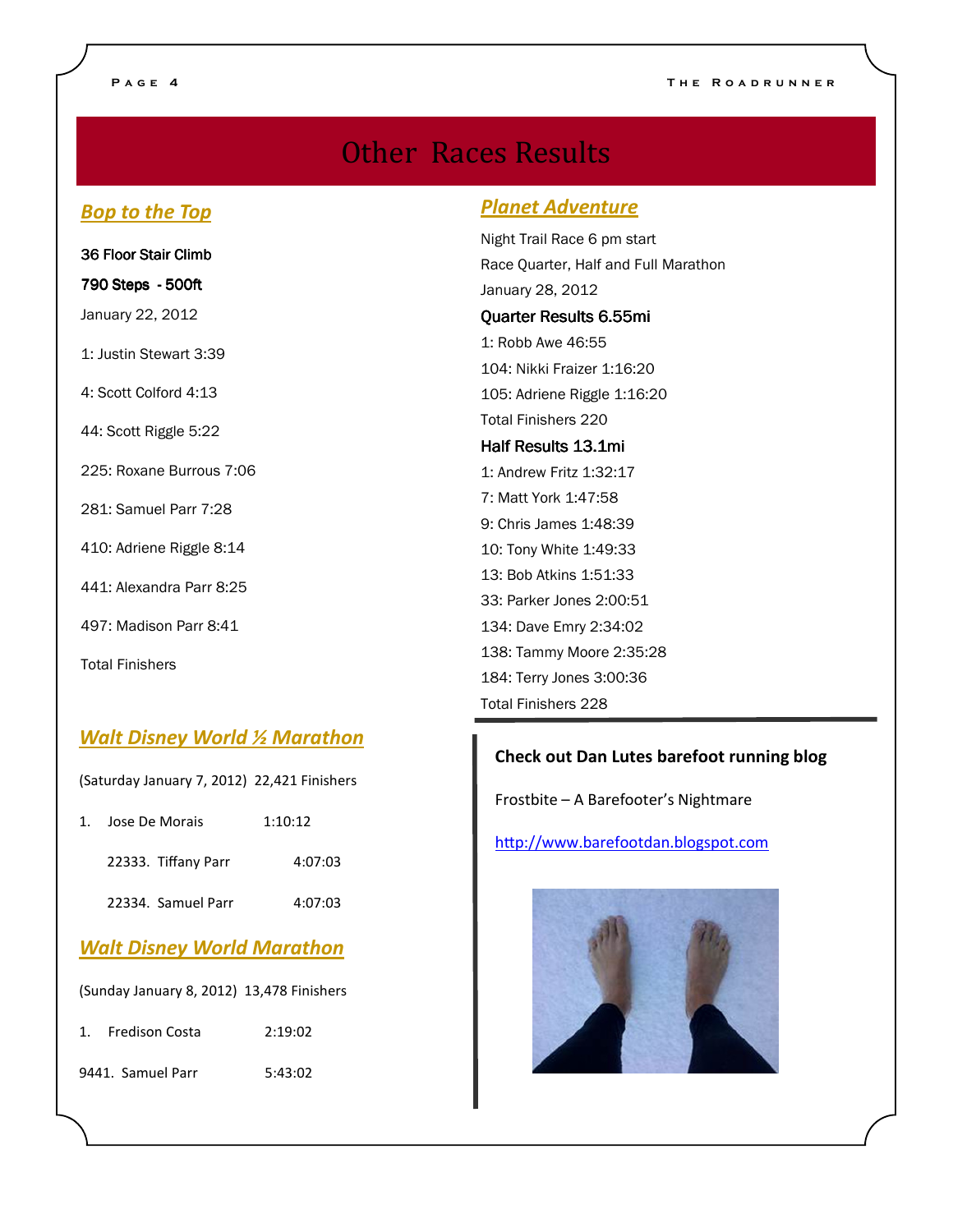# Other Races Results

## Bop to the Top

36 Floor Stair Climb

790 Steps - 500ft

January 22, 2012

1: Justin Stewart 3:39

4: Scott Colford 4:13

44: Scott Riggle 5:22

225: Roxane Burrous 7:06

281: Samuel Parr 7:28

410: Adriene Riggle 8:14

441: Alexandra Parr 8:25

497: Madison Parr 8:41

Total Finishers

## Walt Disney World ½ Marathon

(Saturday January 7, 2012) 22,421 Finishers

1. Jose De Morais 1:10:12

22333. Tiffany Parr 4:07:03

22334. Samuel Parr 4:07:03

## Walt Disney World Marathon

(Sunday January 8, 2012) 13,478 Finishers

1. Fredison Costa 2:19:02

9441. Samuel Parr 5:43:02

## Planet Adventure

Night Trail Race 6 pm start

Race Quarter, Half and Full Marathon

January 28, 2012

### Quarter Results 6.55mi

1: Robb Awe 46:55

104: Nikki Fraizer 1:16:20

105: Adriene Riggle 1:16:20

Total Finishers 220

### Half Results 13.1mi

1: Andrew Fritz 1:32:17

7: Matt York 1:47:58

9: Chris James 1:48:39

10: Tony White 1:49:33

13: Bob Atkins 1:51:33

33: Parker Jones 2:00:51

134: Dave Emry 2:34:02

138: Tammy Moore 2:35:28

184: Terry Jones 3:00:36

Total Finishers 228

**Check out Dan Lutes barefoot running blog**

Frostbite – A Barefooter's Nightmare

http://www.barefootdan.blogspot.com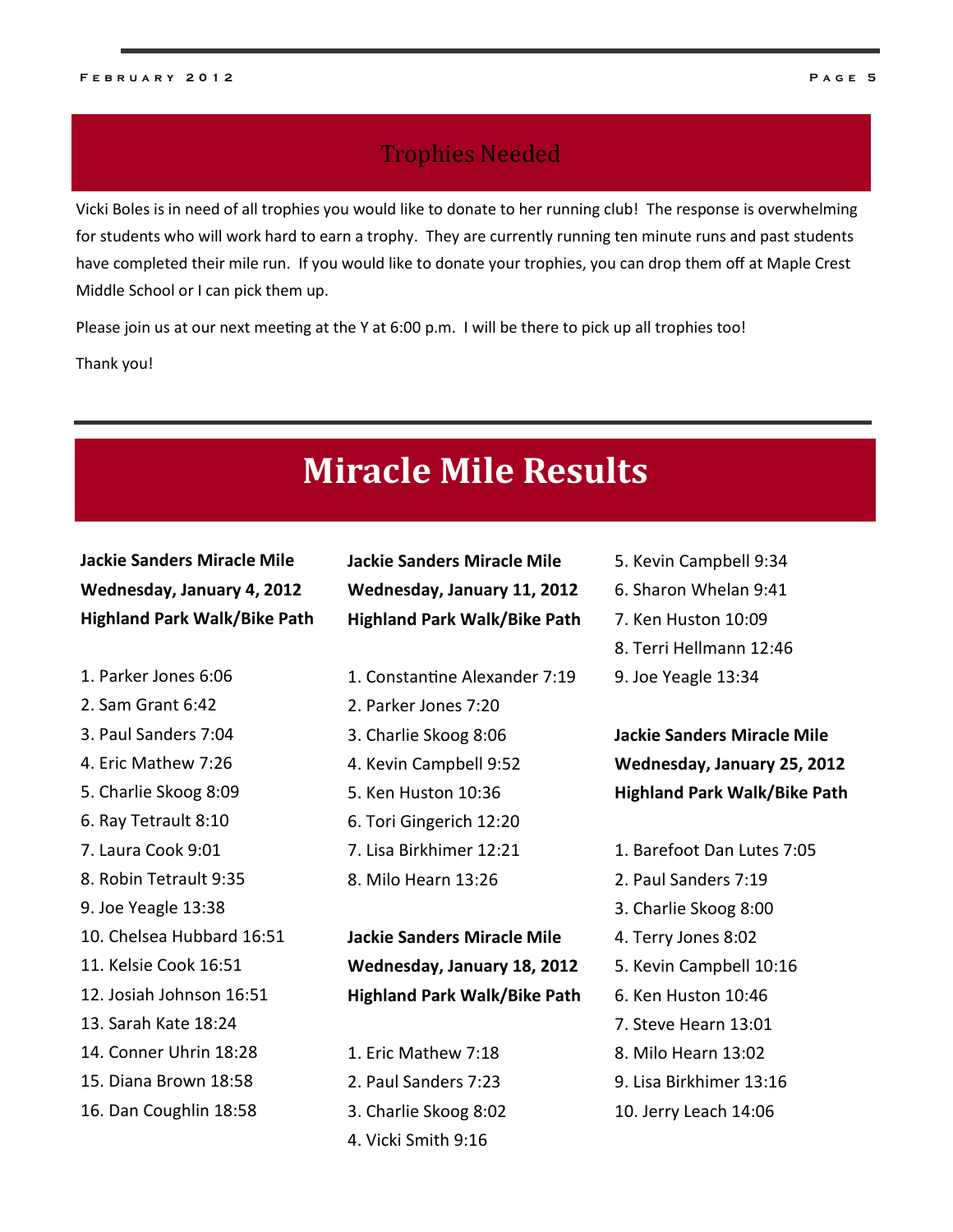## Trophies Needed

Vicki Boles is in need of all trophies you would like to donate to her running club! The response is overwhelming for students who will work hard to earn a trophy. They are currently running ten minute runs and past students have completed their mile run. If you would like to donate your trophies, you can drop them off at Maple Crest Middle School or I can pick them up.

Please join us at our next meeting at the Y at 6:00 p.m. I will be there to pick up all trophies too!

Thank you!

# Miracle Mile Results

**Jackie Sanders Miracle Mile**
**Wednesday, January 4, 2012**
**Highland Park Walk/Bike Path**

1. Parker Jones 6:06
2. Sam Grant 6:42
3. Paul Sanders 7:04
4. Eric Mathew 7:26
5. Charlie Skoog 8:09
6. Ray Tetrault 8:10
7. Laura Cook 9:01
8. Robin Tetrault 9:35
9. Joe Yeagle 13:38
10. Chelsea Hubbard 16:51
11. Kelsie Cook 16:51
12. Josiah Johnson 16:51
13. Sarah Kate 18:24
14. Conner Uhrin 18:28
15. Diana Brown 18:58
16. Dan Coughlin 18:58

**Jackie Sanders Miracle Mile**
**Wednesday, January 11, 2012**
**Highland Park Walk/Bike Path**

1. Constantine Alexander 7:19
2. Parker Jones 7:20
3. Charlie Skoog 8:06
4. Kevin Campbell 9:52
5. Ken Huston 10:36
6. Tori Gingerich 12:20
7. Lisa Birkhimer 12:21
8. Milo Hearn 13:26

**Jackie Sanders Miracle Mile**
**Wednesday, January 18, 2012**
**Highland Park Walk/Bike Path**

1. Eric Mathew 7:18
2. Paul Sanders 7:23
3. Charlie Skoog 8:02
4. Vicki Smith 9:16
5. Kevin Campbell 9:34
6. Sharon Whelan 9:41
7. Ken Huston 10:09
8. Terri Hellmann 12:46
9. Joe Yeagle 13:34

**Jackie Sanders Miracle Mile**
**Wednesday, January 25, 2012**
**Highland Park Walk/Bike Path**

1. Barefoot Dan Lutes 7:05
2. Paul Sanders 7:19
3. Charlie Skoog 8:00
4. Terry Jones 8:02
5. Kevin Campbell 10:16
6. Ken Huston 10:46
7. Steve Hearn 13:01
8. Milo Hearn 13:02
9. Lisa Birkhimer 13:16
10. Jerry Leach 14:06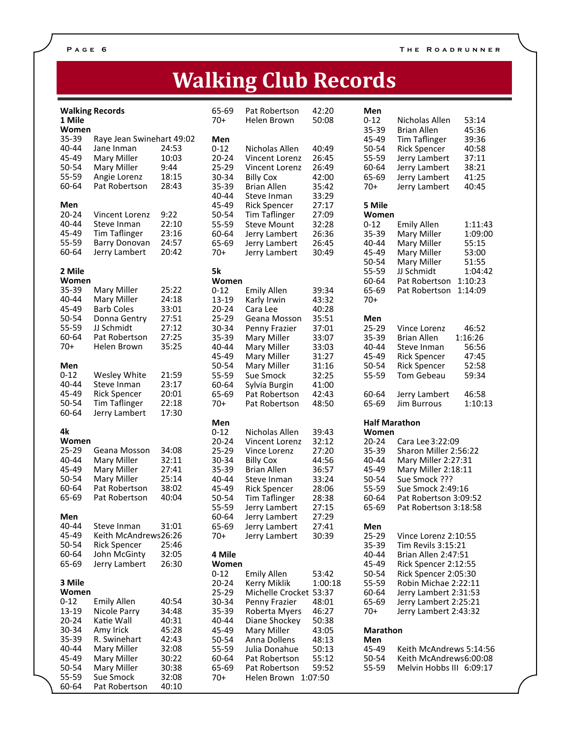// Walking Club Records

# Walking Club Records

## Walking Records

### 1 Mile

**Women**

| Age | Name | Time |
|---|---|---|
| 35-39 | Raye Jean Swinehart | 49:02 |
| 40-44 | Jane Inman | 24:53 |
| 45-49 | Mary Miller | 10:03 |
| 50-54 | Mary Miller | 9:44 |
| 55-59 | Angie Lorenz | 18:15 |
| 60-64 | Pat Robertson | 28:43 |

**Men**

| Age | Name | Time |
|---|---|---|
| 20-24 | Vincent Lorenz | 9:22 |
| 40-44 | Steve Inman | 22:10 |
| 45-49 | Tim Taflinger | 23:16 |
| 55-59 | Barry Donovan | 24:57 |
| 60-64 | Jerry Lambert | 20:42 |

### 2 Mile

**Women**

| Age | Name | Time |
|---|---|---|
| 35-39 | Mary Miller | 25:22 |
| 40-44 | Mary Miller | 24:18 |
| 45-49 | Barb Coles | 33:01 |
| 50-54 | Donna Gentry | 27:51 |
| 55-59 | JJ Schmidt | 27:12 |
| 60-64 | Pat Robertson | 27:25 |
| 70+ | Helen Brown | 35:25 |

**Men**

| Age | Name | Time |
|---|---|---|
| 0-12 | Wesley White | 21:59 |
| 40-44 | Steve Inman | 23:17 |
| 45-49 | Rick Spencer | 20:01 |
| 50-54 | Tim Taflinger | 22:18 |
| 60-64 | Jerry Lambert | 17:30 |

### 4k

**Women**

| Age | Name | Time |
|---|---|---|
| 25-29 | Geana Mosson | 34:08 |
| 40-44 | Mary Miller | 32:11 |
| 45-49 | Mary Miller | 27:41 |
| 50-54 | Mary Miller | 25:14 |
| 60-64 | Pat Robertson | 38:02 |
| 65-69 | Pat Robertson | 40:04 |

**Men**

| Age | Name | Time |
|---|---|---|
| 40-44 | Steve Inman | 31:01 |
| 45-49 | Keith McAndrews | 26:26 |
| 50-54 | Rick Spencer | 25:46 |
| 60-64 | John McGinty | 32:05 |
| 65-69 | Jerry Lambert | 26:30 |

### 3 Mile

**Women**

| Age | Name | Time |
|---|---|---|
| 0-12 | Emily Allen | 40:54 |
| 13-19 | Nicole Parry | 34:48 |
| 20-24 | Katie Wall | 40:31 |
| 30-34 | Amy Irick | 45:28 |
| 35-39 | R. Swinehart | 42:43 |
| 40-44 | Mary Miller | 32:08 |
| 45-49 | Mary Miller | 30:22 |
| 50-54 | Mary Miller | 30:38 |
| 55-59 | Sue Smock | 32:08 |
| 60-64 | Pat Robertson | 40:10 |
| 65-69 | Pat Robertson | 42:20 |
| 70+ | Helen Brown | 50:08 |

**Men**

| Age | Name | Time |
|---|---|---|
| 0-12 | Nicholas Allen | 40:49 |
| 20-24 | Vincent Lorenz | 26:45 |
| 25-29 | Vincent Lorenz | 26:49 |
| 30-34 | Billy Cox | 42:00 |
| 35-39 | Brian Allen | 35:42 |
| 40-44 | Steve Inman | 33:29 |
| 45-49 | Rick Spencer | 27:17 |
| 50-54 | Tim Taflinger | 27:09 |
| 55-59 | Steve Mount | 32:28 |
| 60-64 | Jerry Lambert | 26:36 |
| 65-69 | Jerry Lambert | 26:45 |
| 70+ | Jerry Lambert | 30:49 |

### 5k

**Women**

| Age | Name | Time |
|---|---|---|
| 0-12 | Emily Allen | 39:34 |
| 13-19 | Karly Irwin | 43:32 |
| 20-24 | Cara Lee | 40:28 |
| 25-29 | Geana Mosson | 35:51 |
| 30-34 | Penny Frazier | 37:01 |
| 35-39 | Mary Miller | 33:07 |
| 40-44 | Mary Miller | 33:03 |
| 45-49 | Mary Miller | 31:27 |
| 50-54 | Mary Miller | 31:16 |
| 55-59 | Sue Smock | 32:25 |
| 60-64 | Sylvia Burgin | 41:00 |
| 65-69 | Pat Robertson | 42:43 |
| 70+ | Pat Robertson | 48:50 |

**Men**

| Age | Name | Time |
|---|---|---|
| 0-12 | Nicholas Allen | 39:43 |
| 20-24 | Vincent Lorenz | 32:12 |
| 25-29 | Vince Lorenz | 27:20 |
| 30-34 | Billy Cox | 44:56 |
| 35-39 | Brian Allen | 36:57 |
| 40-44 | Steve Inman | 33:24 |
| 45-49 | Rick Spencer | 28:06 |
| 50-54 | Tim Taflinger | 28:38 |
| 55-59 | Jerry Lambert | 27:15 |
| 60-64 | Jerry Lambert | 27:29 |
| 65-69 | Jerry Lambert | 27:41 |
| 70+ | Jerry Lambert | 30:39 |

### 4 Mile

**Women**

| Age | Name | Time |
|---|---|---|
| 0-12 | Emily Allen | 53:42 |
| 20-24 | Kerry Miklik | 1:00:18 |
| 25-29 | Michelle Crocket | 53:37 |
| 30-34 | Penny Frazier | 48:01 |
| 35-39 | Roberta Myers | 46:27 |
| 40-44 | Diane Shockey | 50:38 |
| 45-49 | Mary Miller | 43:05 |
| 50-54 | Anna Dollens | 48:13 |
| 55-59 | Julia Donahue | 50:13 |
| 60-64 | Pat Robertson | 55:12 |
| 65-69 | Pat Robertson | 59:52 |
| 70+ | Helen Brown | 1:07:50 |

**Men**

| Age | Name | Time |
|---|---|---|
| 0-12 | Nicholas Allen | 53:14 |
| 35-39 | Brian Allen | 45:36 |
| 45-49 | Tim Taflinger | 39:36 |
| 50-54 | Rick Spencer | 40:58 |
| 55-59 | Jerry Lambert | 37:11 |
| 60-64 | Jerry Lambert | 38:21 |
| 65-69 | Jerry Lambert | 41:25 |
| 70+ | Jerry Lambert | 40:45 |

### 5 Mile

**Women**

| Age | Name | Time |
|---|---|---|
| 0-12 | Emily Allen | 1:11:43 |
| 35-39 | Mary Miller | 1:09:00 |
| 40-44 | Mary Miller | 55:15 |
| 45-49 | Mary Miller | 53:00 |
| 50-54 | Mary Miller | 51:55 |
| 55-59 | JJ Schmidt | 1:04:42 |
| 60-64 | Pat Robertson | 1:10:23 |
| 65-69 | Pat Robertson | 1:14:09 |
| 70+ | | |

**Men**

| Age | Name | Time |
|---|---|---|
| 25-29 | Vince Lorenz | 46:52 |
| 35-39 | Brian Allen | 1:16:26 |
| 40-44 | Steve Inman | 56:56 |
| 45-49 | Rick Spencer | 47:45 |
| 50-54 | Rick Spencer | 52:58 |
| 55-59 | Tom Gebeau | 59:34 |
| 60-64 | Jerry Lambert | 46:58 |
| 65-69 | Jim Burrous | 1:10:13 |

### Half Marathon

**Women**

| Age | Name | Time |
|---|---|---|
| 20-24 | Cara Lee | 3:22:09 |
| 35-39 | Sharon Miller | 2:56:22 |
| 40-44 | Mary Miller | 2:27:31 |
| 45-49 | Mary Miller | 2:18:11 |
| 50-54 | Sue Smock | ??? |
| 55-59 | Sue Smock | 2:49:16 |
| 60-64 | Pat Robertson | 3:09:52 |
| 65-69 | Pat Robertson | 3:18:58 |

**Men**

| Age | Name | Time |
|---|---|---|
| 25-29 | Vince Lorenz | 2:10:55 |
| 35-39 | Tim Revils | 3:15:21 |
| 40-44 | Brian Allen | 2:47:51 |
| 45-49 | Rick Spencer | 2:12:55 |
| 50-54 | Rick Spencer | 2:05:30 |
| 55-59 | Robin Michae | 2:22:11 |
| 60-64 | Jerry Lambert | 2:31:53 |
| 65-69 | Jerry Lambert | 2:25:21 |
| 70+ | Jerry Lambert | 2:43:32 |

### Marathon

**Men**

| Age | Name | Time |
|---|---|---|
| 45-49 | Keith McAndrews | 5:14:56 |
| 50-54 | Keith McAndrews | 6:00:08 |
| 55-59 | Melvin Hobbs III | 6:09:17 |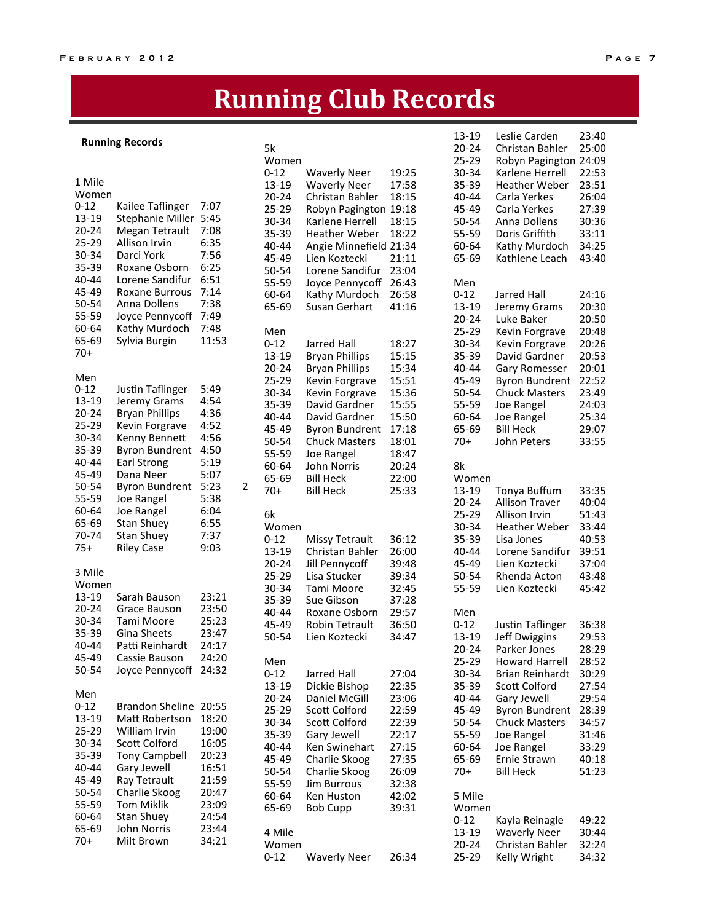# Running Club Records

**Running Records**

### 1 Mile

**Women**

| Age | Name | Time |
|---|---|---|
| 0-12 | Kailee Taflinger | 7:07 |
| 13-19 | Stephanie Miller | 5:45 |
| 20-24 | Megan Tetrault | 7:08 |
| 25-29 | Allison Irvin | 6:35 |
| 30-34 | Darci York | 7:56 |
| 35-39 | Roxane Osborn | 6:25 |
| 40-44 | Lorene Sandifur | 6:51 |
| 45-49 | Roxane Burrous | 7:14 |
| 50-54 | Anna Dollens | 7:38 |
| 55-59 | Joyce Pennycoff | 7:49 |
| 60-64 | Kathy Murdoch | 7:48 |
| 65-69 | Sylvia Burgin | 11:53 |
| 70+ | | |

**Men**

| Age | Name | Time |
|---|---|---|
| 0-12 | Justin Taflinger | 5:49 |
| 13-19 | Jeremy Grams | 4:54 |
| 20-24 | Bryan Phillips | 4:36 |
| 25-29 | Kevin Forgrave | 4:52 |
| 30-34 | Kenny Bennett | 4:56 |
| 35-39 | Byron Bundrent | 4:50 |
| 40-44 | Earl Strong | 5:19 |
| 45-49 | Dana Neer | 5:07 |
| 50-54 | Byron Bundrent | 5:23 |
| 55-59 | Joe Rangel | 5:38 |
| 60-64 | Joe Rangel | 6:04 |
| 65-69 | Stan Shuey | 6:55 |
| 70-74 | Stan Shuey | 7:37 |
| 75+ | Riley Case | 9:03 |

### 3 Mile

**Women**

| Age | Name | Time |
|---|---|---|
| 13-19 | Sarah Bauson | 23:21 |
| 20-24 | Grace Bauson | 23:50 |
| 30-34 | Tami Moore | 25:23 |
| 35-39 | Gina Sheets | 23:47 |
| 40-44 | Patti Reinhardt | 24:17 |
| 45-49 | Cassie Bauson | 24:20 |
| 50-54 | Joyce Pennycoff | 24:32 |

**Men**

| Age | Name | Time |
|---|---|---|
| 0-12 | Brandon Sheline | 20:55 |
| 13-19 | Matt Robertson | 18:20 |
| 25-29 | William Irvin | 19:00 |
| 30-34 | Scott Colford | 16:05 |
| 35-39 | Tony Campbell | 20:23 |
| 40-44 | Gary Jewell | 16:51 |
| 45-49 | Ray Tetrault | 21:59 |
| 50-54 | Charlie Skoog | 20:47 |
| 55-59 | Tom Miklik | 23:09 |
| 60-64 | Stan Shuey | 24:54 |
| 65-69 | John Norris | 23:44 |
| 70+ | Milt Brown | 34:21 |

### 5k

**Women**

| Age | Name | Time |
|---|---|---|
| 0-12 | Waverly Neer | 19:25 |
| 13-19 | Waverly Neer | 17:58 |
| 20-24 | Christan Bahler | 18:15 |
| 25-29 | Robyn Pagington | 19:18 |
| 30-34 | Karlene Herrell | 18:15 |
| 35-39 | Heather Weber | 18:22 |
| 40-44 | Angie Minnefield | 21:34 |
| 45-49 | Lien Koztecki | 21:11 |
| 50-54 | Lorene Sandifur | 23:04 |
| 55-59 | Joyce Pennycoff | 26:43 |
| 60-64 | Kathy Murdoch | 26:58 |
| 65-69 | Susan Gerhart | 41:16 |

**Men**

| Age | Name | Time |
|---|---|---|
| 0-12 | Jarred Hall | 18:27 |
| 13-19 | Bryan Phillips | 15:15 |
| 20-24 | Bryan Phillips | 15:34 |
| 25-29 | Kevin Forgrave | 15:51 |
| 30-34 | Kevin Forgrave | 15:36 |
| 35-39 | David Gardner | 15:55 |
| 40-44 | David Gardner | 15:50 |
| 45-49 | Byron Bundrent | 17:18 |
| 50-54 | Chuck Masters | 18:01 |
| 55-59 | Joe Rangel | 18:47 |
| 60-64 | John Norris | 20:24 |
| 65-69 | Bill Heck | 22:00 |
| 70+ | Bill Heck | 25:33 |

### 6k

**Women**

| Age | Name | Time |
|---|---|---|
| 0-12 | Missy Tetrault | 36:12 |
| 13-19 | Christan Bahler | 26:00 |
| 20-24 | Jill Pennycoff | 39:48 |
| 25-29 | Lisa Stucker | 39:34 |
| 30-34 | Tami Moore | 32:45 |
| 35-39 | Sue Gibson | 37:28 |
| 40-44 | Roxane Osborn | 29:57 |
| 45-49 | Robin Tetrault | 36:50 |
| 50-54 | Lien Koztecki | 34:47 |

**Men**

| Age | Name | Time |
|---|---|---|
| 0-12 | Jarred Hall | 27:04 |
| 13-19 | Dickie Bishop | 22:35 |
| 20-24 | Daniel McGill | 23:06 |
| 25-29 | Scott Colford | 22:59 |
| 30-34 | Scott Colford | 22:39 |
| 35-39 | Gary Jewell | 22:17 |
| 40-44 | Ken Swinehart | 27:15 |
| 45-49 | Charlie Skoog | 27:35 |
| 50-54 | Charlie Skoog | 26:09 |
| 55-59 | Jim Burrous | 32:38 |
| 60-64 | Ken Huston | 42:02 |
| 65-69 | Bob Cupp | 39:31 |

### 4 Mile

**Women**

| Age | Name | Time |
|---|---|---|
| 0-12 | Waverly Neer | 26:34 |
| 13-19 | Leslie Carden | 23:40 |
| 20-24 | Christan Bahler | 25:00 |
| 25-29 | Robyn Pagington | 24:09 |
| 30-34 | Karlene Herrell | 22:53 |
| 35-39 | Heather Weber | 23:51 |
| 40-44 | Carla Yerkes | 26:04 |
| 45-49 | Carla Yerkes | 27:39 |
| 50-54 | Anna Dollens | 30:36 |
| 55-59 | Doris Griffith | 33:11 |
| 60-64 | Kathy Murdoch | 34:25 |
| 65-69 | Kathlene Leach | 43:40 |

**Men**

| Age | Name | Time |
|---|---|---|
| 0-12 | Jarred Hall | 24:16 |
| 13-19 | Jeremy Grams | 20:30 |
| 20-24 | Luke Baker | 20:50 |
| 25-29 | Kevin Forgrave | 20:48 |
| 30-34 | Kevin Forgrave | 20:26 |
| 35-39 | David Gardner | 20:53 |
| 40-44 | Gary Romesser | 20:01 |
| 45-49 | Byron Bundrent | 22:52 |
| 50-54 | Chuck Masters | 23:49 |
| 55-59 | Joe Rangel | 24:03 |
| 60-64 | Joe Rangel | 25:34 |
| 65-69 | Bill Heck | 29:07 |
| 70+ | John Peters | 33:55 |

### 8k

**Women**

| Age | Name | Time |
|---|---|---|
| 13-19 | Tonya Buffum | 33:35 |
| 20-24 | Allison Traver | 40:04 |
| 25-29 | Allison Irvin | 51:43 |
| 30-34 | Heather Weber | 33:44 |
| 35-39 | Lisa Jones | 40:53 |
| 40-44 | Lorene Sandifur | 39:51 |
| 45-49 | Lien Koztecki | 37:04 |
| 50-54 | Rhenda Acton | 43:48 |
| 55-59 | Lien Koztecki | 45:42 |

**Men**

| Age | Name | Time |
|---|---|---|
| 0-12 | Justin Taflinger | 36:38 |
| 13-19 | Jeff Dwiggins | 29:53 |
| 20-24 | Parker Jones | 28:29 |
| 25-29 | Howard Harrell | 28:52 |
| 30-34 | Brian Reinhardt | 30:29 |
| 35-39 | Scott Colford | 27:54 |
| 40-44 | Gary Jewell | 29:54 |
| 45-49 | Byron Bundrent | 28:39 |
| 50-54 | Chuck Masters | 34:57 |
| 55-59 | Joe Rangel | 31:46 |
| 60-64 | Joe Rangel | 33:29 |
| 65-69 | Ernie Strawn | 40:18 |
| 70+ | Bill Heck | 51:23 |

### 5 Mile

**Women**

| Age | Name | Time |
|---|---|---|
| 0-12 | Kayla Reinagle | 49:22 |
| 13-19 | Waverly Neer | 30:44 |
| 20-24 | Christan Bahler | 32:24 |
| 25-29 | Kelly Wright | 34:32 |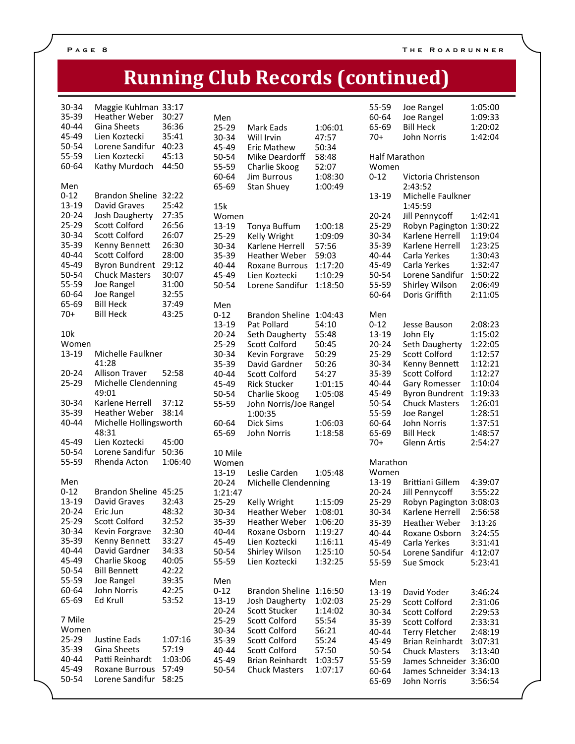# Running Club Records (continued)

| Age | Name | Time |
|---|---|---|
| 30-34 | Maggie Kuhlman | 33:17 |
| 35-39 | Heather Weber | 30:27 |
| 40-44 | Gina Sheets | 36:36 |
| 45-49 | Lien Koztecki | 35:41 |
| 50-54 | Lorene Sandifur | 40:23 |
| 55-59 | Lien Koztecki | 45:13 |
| 60-64 | Kathy Murdoch | 44:50 |

**Men**

| Age | Name | Time |
|---|---|---|
| 0-12 | Brandon Sheline | 32:22 |
| 13-19 | David Graves | 25:42 |
| 20-24 | Josh Daugherty | 27:35 |
| 25-29 | Scott Colford | 26:56 |
| 30-34 | Scott Colford | 26:07 |
| 35-39 | Kenny Bennett | 26:30 |
| 40-44 | Scott Colford | 28:00 |
| 45-49 | Byron Bundrent | 29:12 |
| 50-54 | Chuck Masters | 30:07 |
| 55-59 | Joe Rangel | 31:00 |
| 60-64 | Joe Rangel | 32:55 |
| 65-69 | Bill Heck | 37:49 |
| 70+ | Bill Heck | 43:25 |

## 10k

**Women**

| Age | Name | Time |
|---|---|---|
| 13-19 | Michelle Faulkner | 41:28 |
| 20-24 | Allison Traver | 52:58 |
| 25-29 | Michelle Clendenning | 49:01 |
| 30-34 | Karlene Herrell | 37:12 |
| 35-39 | Heather Weber | 38:14 |
| 40-44 | Michelle Hollingsworth | 48:31 |
| 45-49 | Lien Koztecki | 45:00 |
| 50-54 | Lorene Sandifur | 50:36 |
| 55-59 | Rhenda Acton | 1:06:40 |

**Men**

| Age | Name | Time |
|---|---|---|
| 0-12 | Brandon Sheline | 45:25 |
| 13-19 | David Graves | 32:43 |
| 20-24 | Eric Jun | 48:32 |
| 25-29 | Scott Colford | 32:52 |
| 30-34 | Kevin Forgrave | 32:30 |
| 35-39 | Kenny Bennett | 33:27 |
| 40-44 | David Gardner | 34:33 |
| 45-49 | Charlie Skoog | 40:05 |
| 50-54 | Bill Bennett | 42:22 |
| 55-59 | Joe Rangel | 39:35 |
| 60-64 | John Norris | 42:25 |
| 65-69 | Ed Krull | 53:52 |

## 7 Mile

**Women**

| Age | Name | Time |
|---|---|---|
| 25-29 | Justine Eads | 1:07:16 |
| 35-39 | Gina Sheets | 57:19 |
| 40-44 | Patti Reinhardt | 1:03:06 |
| 45-49 | Roxane Burrous | 57:49 |
| 50-54 | Lorene Sandifur | 58:25 |

**Men**

| Age | Name | Time |
|---|---|---|
| 25-29 | Mark Eads | 1:06:01 |
| 30-34 | Will Irvin | 47:57 |
| 45-49 | Eric Mathew | 50:34 |
| 50-54 | Mike Deardorff | 58:48 |
| 55-59 | Charlie Skoog | 52:07 |
| 60-64 | Jim Burrous | 1:08:30 |
| 65-69 | Stan Shuey | 1:00:49 |

## 15k

**Women**

| Age | Name | Time |
|---|---|---|
| 13-19 | Tonya Buffum | 1:00:18 |
| 25-29 | Kelly Wright | 1:09:09 |
| 30-34 | Karlene Herrell | 57:56 |
| 35-39 | Heather Weber | 59:03 |
| 40-44 | Roxane Burrous | 1:17:20 |
| 45-49 | Lien Koztecki | 1:10:29 |
| 50-54 | Lorene Sandifur | 1:18:50 |

**Men**

| Age | Name | Time |
|---|---|---|
| 0-12 | Brandon Sheline | 1:04:43 |
| 13-19 | Pat Pollard | 54:10 |
| 20-24 | Seth Daugherty | 55:48 |
| 25-29 | Scott Colford | 50:45 |
| 30-34 | Kevin Forgrave | 50:29 |
| 35-39 | David Gardner | 50:26 |
| 40-44 | Scott Colford | 54:27 |
| 45-49 | Rick Stucker | 1:01:15 |
| 50-54 | Charlie Skoog | 1:05:08 |
| 55-59 | John Norris/Joe Rangel | 1:00:35 |
| 60-64 | Dick Sims | 1:06:03 |
| 65-69 | John Norris | 1:18:58 |

## 10 Mile

**Women**

| Age | Name | Time |
|---|---|---|
| 13-19 | Leslie Carden | 1:05:48 |
| 20-24 | Michelle Clendenning | 1:21:47 |
| 25-29 | Kelly Wright | 1:15:09 |
| 30-34 | Heather Weber | 1:08:01 |
| 35-39 | Heather Weber | 1:06:20 |
| 40-44 | Roxane Osborn | 1:19:27 |
| 45-49 | Lien Koztecki | 1:16:11 |
| 50-54 | Shirley Wilson | 1:25:10 |
| 55-59 | Lien Koztecki | 1:32:25 |

**Men**

| Age | Name | Time |
|---|---|---|
| 0-12 | Brandon Sheline | 1:16:50 |
| 13-19 | Josh Daugherty | 1:02:03 |
| 20-24 | Scott Stucker | 1:14:02 |
| 25-29 | Scott Colford | 55:54 |
| 30-34 | Scott Colford | 56:21 |
| 35-39 | Scott Colford | 55:24 |
| 40-44 | Scott Colford | 57:50 |
| 45-49 | Brian Reinhardt | 1:03:57 |
| 50-54 | Chuck Masters | 1:07:17 |
| 55-59 | Joe Rangel | 1:05:00 |
| 60-64 | Joe Rangel | 1:09:33 |
| 65-69 | Bill Heck | 1:20:02 |
| 70+ | John Norris | 1:42:04 |

## Half Marathon

**Women**

| Age | Name | Time |
|---|---|---|
| 0-12 | Victoria Christenson | 2:43:52 |
| 13-19 | Michelle Faulkner | 1:45:59 |
| 20-24 | Jill Pennycoff | 1:42:41 |
| 25-29 | Robyn Pagington | 1:30:22 |
| 30-34 | Karlene Herrell | 1:19:04 |
| 35-39 | Karlene Herrell | 1:23:25 |
| 40-44 | Carla Yerkes | 1:30:43 |
| 45-49 | Carla Yerkes | 1:32:47 |
| 50-54 | Lorene Sandifur | 1:50:22 |
| 55-59 | Shirley Wilson | 2:06:49 |
| 60-64 | Doris Griffith | 2:11:05 |

**Men**

| Age | Name | Time |
|---|---|---|
| 0-12 | Jesse Bauson | 2:08:23 |
| 13-19 | John Ely | 1:15:02 |
| 20-24 | Seth Daugherty | 1:22:05 |
| 25-29 | Scott Colford | 1:12:57 |
| 30-34 | Kenny Bennett | 1:12:21 |
| 35-39 | Scott Colford | 1:12:27 |
| 40-44 | Gary Romesser | 1:10:04 |
| 45-49 | Byron Bundrent | 1:19:33 |
| 50-54 | Chuck Masters | 1:26:01 |
| 55-59 | Joe Rangel | 1:28:51 |
| 60-64 | John Norris | 1:37:51 |
| 65-69 | Bill Heck | 1:48:57 |
| 70+ | Glenn Artis | 2:54:27 |

## Marathon

**Women**

| Age | Name | Time |
|---|---|---|
| 13-19 | Brittiani Gillem | 4:39:07 |
| 20-24 | Jill Pennycoff | 3:55:22 |
| 25-29 | Robyn Pagington | 3:08:03 |
| 30-34 | Karlene Herrell | 2:56:58 |
| 35-39 | Heather Weber | 3:13:26 |
| 40-44 | Roxane Osborn | 3:24:55 |
| 45-49 | Carla Yerkes | 3:31:41 |
| 50-54 | Lorene Sandifur | 4:12:07 |
| 55-59 | Sue Smock | 5:23:41 |

**Men**

| Age | Name | Time |
|---|---|---|
| 13-19 | David Yoder | 3:46:24 |
| 25-29 | Scott Colford | 2:31:06 |
| 30-34 | Scott Colford | 2:29:53 |
| 35-39 | Scott Colford | 2:33:31 |
| 40-44 | Terry Fletcher | 2:48:19 |
| 45-49 | Brian Reinhardt | 3:07:31 |
| 50-54 | Chuck Masters | 3:13:40 |
| 55-59 | James Schneider | 3:36:00 |
| 60-64 | James Schneider | 3:34:13 |
| 65-69 | John Norris | 3:56:54 |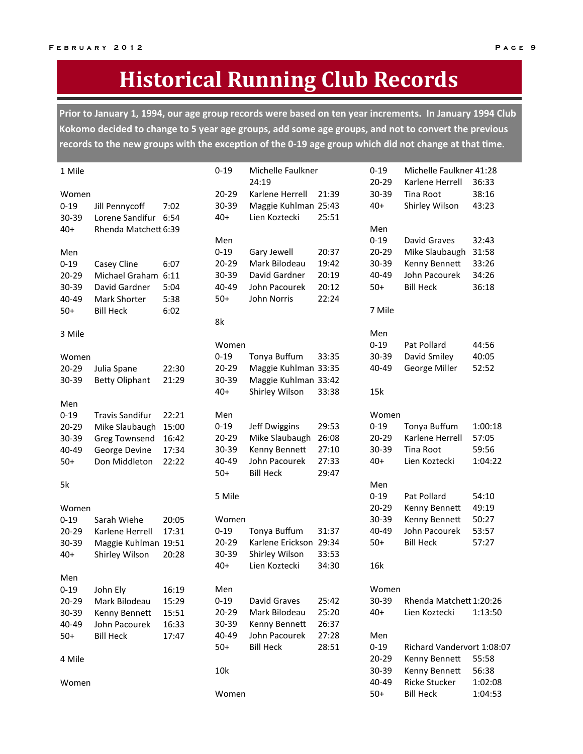# Historical Running Club Records

**Prior to January 1, 1994, our age group records were based on ten year increments. In January 1994 Club Kokomo decided to change to 5 year age groups, add some age groups, and not to convert the previous records to the new groups with the exception of the 0-19 age group which did not change at that time.**

## 1 Mile

**Women**

| Age | Name | Time |
|---|---|---|
| 0-19 | Jill Pennycoff | 7:02 |
| 30-39 | Lorene Sandifur | 6:54 |
| 40+ | Rhenda Matchett | 6:39 |

**Men**

| Age | Name | Time |
|---|---|---|
| 0-19 | Casey Cline | 6:07 |
| 20-29 | Michael Graham | 6:11 |
| 30-39 | David Gardner | 5:04 |
| 40-49 | Mark Shorter | 5:38 |
| 50+ | Bill Heck | 6:02 |

## 3 Mile

**Women**

| Age | Name | Time |
|---|---|---|
| 20-29 | Julia Spane | 22:30 |
| 30-39 | Betty Oliphant | 21:29 |

**Men**

| Age | Name | Time |
|---|---|---|
| 0-19 | Travis Sandifur | 22:21 |
| 20-29 | Mike Slaubaugh | 15:00 |
| 30-39 | Greg Townsend | 16:42 |
| 40-49 | George Devine | 17:34 |
| 50+ | Don Middleton | 22:22 |

## 5k

**Women**

| Age | Name | Time |
|---|---|---|
| 0-19 | Sarah Wiehe | 20:05 |
| 20-29 | Karlene Herrell | 17:31 |
| 30-39 | Maggie Kuhlman | 19:51 |
| 40+ | Shirley Wilson | 20:28 |

**Men**

| Age | Name | Time |
|---|---|---|
| 0-19 | John Ely | 16:19 |
| 20-29 | Mark Bilodeau | 15:29 |
| 30-39 | Kenny Bennett | 15:51 |
| 40-49 | John Pacourek | 16:33 |
| 50+ | Bill Heck | 17:47 |

## 4 Mile

**Women**

| Age | Name | Time |
|---|---|---|
| 0-19 | Michelle Faulkner | 24:19 |
| 20-29 | Karlene Herrell | 21:39 |
| 30-39 | Maggie Kuhlman | 25:43 |
| 40+ | Lien Koztecki | 25:51 |

**Men**

| Age | Name | Time |
|---|---|---|
| 0-19 | Gary Jewell | 20:37 |
| 20-29 | Mark Bilodeau | 19:42 |
| 30-39 | David Gardner | 20:19 |
| 40-49 | John Pacourek | 20:12 |
| 50+ | John Norris | 22:24 |

## 8k

**Women**

| Age | Name | Time |
|---|---|---|
| 0-19 | Tonya Buffum | 33:35 |
| 20-29 | Maggie Kuhlman | 33:35 |
| 30-39 | Maggie Kuhlman | 33:42 |
| 40+ | Shirley Wilson | 33:38 |

**Men**

| Age | Name | Time |
|---|---|---|
| 0-19 | Jeff Dwiggins | 29:53 |
| 20-29 | Mike Slaubaugh | 26:08 |
| 30-39 | Kenny Bennett | 27:10 |
| 40-49 | John Pacourek | 27:33 |
| 50+ | Bill Heck | 29:47 |

## 5 Mile

**Women**

| Age | Name | Time |
|---|---|---|
| 0-19 | Tonya Buffum | 31:37 |
| 20-29 | Karlene Erickson | 29:34 |
| 30-39 | Shirley Wilson | 33:53 |
| 40+ | Lien Koztecki | 34:30 |

**Men**

| Age | Name | Time |
|---|---|---|
| 0-19 | David Graves | 25:42 |
| 20-29 | Mark Bilodeau | 25:20 |
| 30-39 | Kenny Bennett | 26:37 |
| 40-49 | John Pacourek | 27:28 |
| 50+ | Bill Heck | 28:51 |

## 10k

**Women**

| Age | Name | Time |
|---|---|---|
| 0-19 | Michelle Faulkner | 41:28 |
| 20-29 | Karlene Herrell | 36:33 |
| 30-39 | Tina Root | 38:16 |
| 40+ | Shirley Wilson | 43:23 |

**Men**

| Age | Name | Time |
|---|---|---|
| 0-19 | David Graves | 32:43 |
| 20-29 | Mike Slaubaugh | 31:58 |
| 30-39 | Kenny Bennett | 33:26 |
| 40-49 | John Pacourek | 34:26 |
| 50+ | Bill Heck | 36:18 |

## 7 Mile

**Men**

| Age | Name | Time |
|---|---|---|
| 0-19 | Pat Pollard | 44:56 |
| 30-39 | David Smiley | 40:05 |
| 40-49 | George Miller | 52:52 |

## 15k

**Women**

| Age | Name | Time |
|---|---|---|
| 0-19 | Tonya Buffum | 1:00:18 |
| 20-29 | Karlene Herrell | 57:05 |
| 30-39 | Tina Root | 59:56 |
| 40+ | Lien Koztecki | 1:04:22 |

**Men**

| Age | Name | Time |
|---|---|---|
| 0-19 | Pat Pollard | 54:10 |
| 20-29 | Kenny Bennett | 49:19 |
| 30-39 | Kenny Bennett | 50:27 |
| 40-49 | John Pacourek | 53:57 |
| 50+ | Bill Heck | 57:27 |

## 16k

**Women**

| Age | Name | Time |
|---|---|---|
| 30-39 | Rhenda Matchett | 1:20:26 |
| 40+ | Lien Koztecki | 1:13:50 |

**Men**

| Age | Name | Time |
|---|---|---|
| 0-19 | Richard Vandervort | 1:08:07 |
| 20-29 | Kenny Bennett | 55:58 |
| 30-39 | Kenny Bennett | 56:38 |
| 40-49 | Ricke Stucker | 1:02:08 |
| 50+ | Bill Heck | 1:04:53 |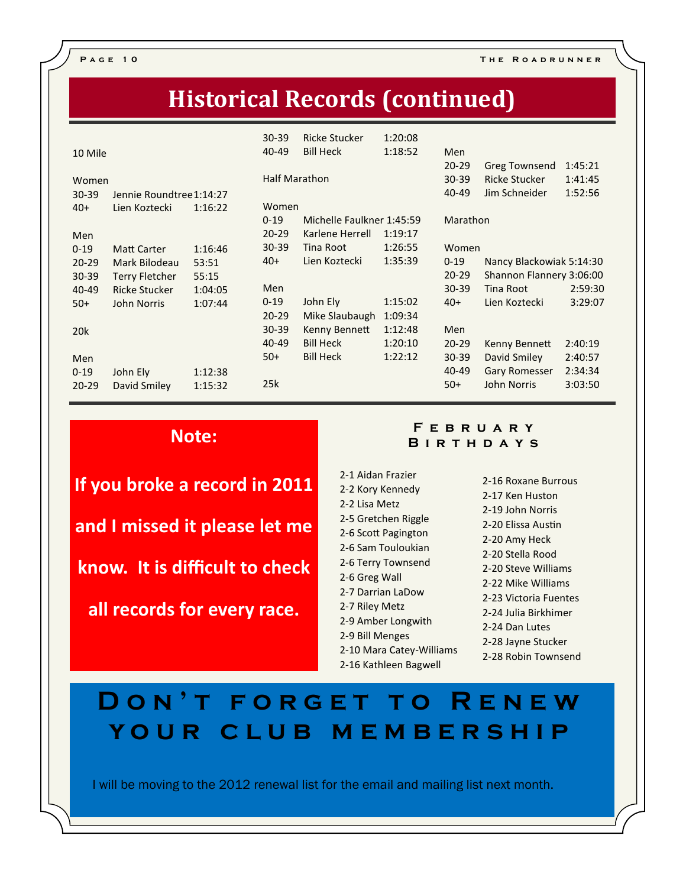# Historical Records (continued)

10 Mile

Women

| | | |
|---|---|---|
| 30-39 | Jennie Roundtree | 1:14:27 |
| 40+ | Lien Koztecki | 1:16:22 |

Men

| | | |
|---|---|---|
| 0-19 | Matt Carter | 1:16:46 |
| 20-29 | Mark Bilodeau | 53:51 |
| 30-39 | Terry Fletcher | 55:15 |
| 40-49 | Ricke Stucker | 1:04:05 |
| 50+ | John Norris | 1:07:44 |

20k

Men

| | | |
|---|---|---|
| 0-19 | John Ely | 1:12:38 |
| 20-29 | David Smiley | 1:15:32 |
| 30-39 | Ricke Stucker | 1:20:08 |
| 40-49 | Bill Heck | 1:18:52 |

Half Marathon

Women

| | | |
|---|---|---|
| 0-19 | Michelle Faulkner | 1:45:59 |
| 20-29 | Karlene Herrell | 1:19:17 |
| 30-39 | Tina Root | 1:26:55 |
| 40+ | Lien Koztecki | 1:35:39 |

Men

| | | |
|---|---|---|
| 0-19 | John Ely | 1:15:02 |
| 20-29 | Mike Slaubaugh | 1:09:34 |
| 30-39 | Kenny Bennett | 1:12:48 |
| 40-49 | Bill Heck | 1:20:10 |
| 50+ | Bill Heck | 1:22:12 |

25k

Men

| | | |
|---|---|---|
| 20-29 | Greg Townsend | 1:45:21 |
| 30-39 | Ricke Stucker | 1:41:45 |
| 40-49 | Jim Schneider | 1:52:56 |

Marathon

Women

| | | |
|---|---|---|
| 0-19 | Nancy Blackowiak | 5:14:30 |
| 20-29 | Shannon Flannery | 3:06:00 |
| 30-39 | Tina Root | 2:59:30 |
| 40+ | Lien Koztecki | 3:29:07 |

Men

| | | |
|---|---|---|
| 20-29 | Kenny Bennett | 2:40:19 |
| 30-39 | David Smiley | 2:40:57 |
| 40-49 | Gary Romesser | 2:34:34 |
| 50+ | John Norris | 3:03:50 |

**Note:**

**If you broke a record in 2011 and I missed it please let me know. It is difficult to check all records for every race.**

## February Birthdays

2-1 Aidan Frazier
2-2 Kory Kennedy
2-2 Lisa Metz
2-5 Gretchen Riggle
2-6 Scott Pagington
2-6 Sam Touloukian
2-6 Terry Townsend
2-6 Greg Wall
2-7 Darrian LaDow
2-7 Riley Metz
2-9 Amber Longwith
2-9 Bill Menges
2-10 Mara Catey-Williams
2-16 Kathleen Bagwell
2-16 Roxane Burrous
2-17 Ken Huston
2-19 John Norris
2-20 Elissa Austin
2-20 Amy Heck
2-20 Stella Rood
2-20 Steve Williams
2-22 Mike Williams
2-23 Victoria Fuentes
2-24 Julia Birkhimer
2-24 Dan Lutes
2-28 Jayne Stucker
2-28 Robin Townsend

# Don't forget to Renew your club membership

I will be moving to the 2012 renewal list for the email and mailing list next month.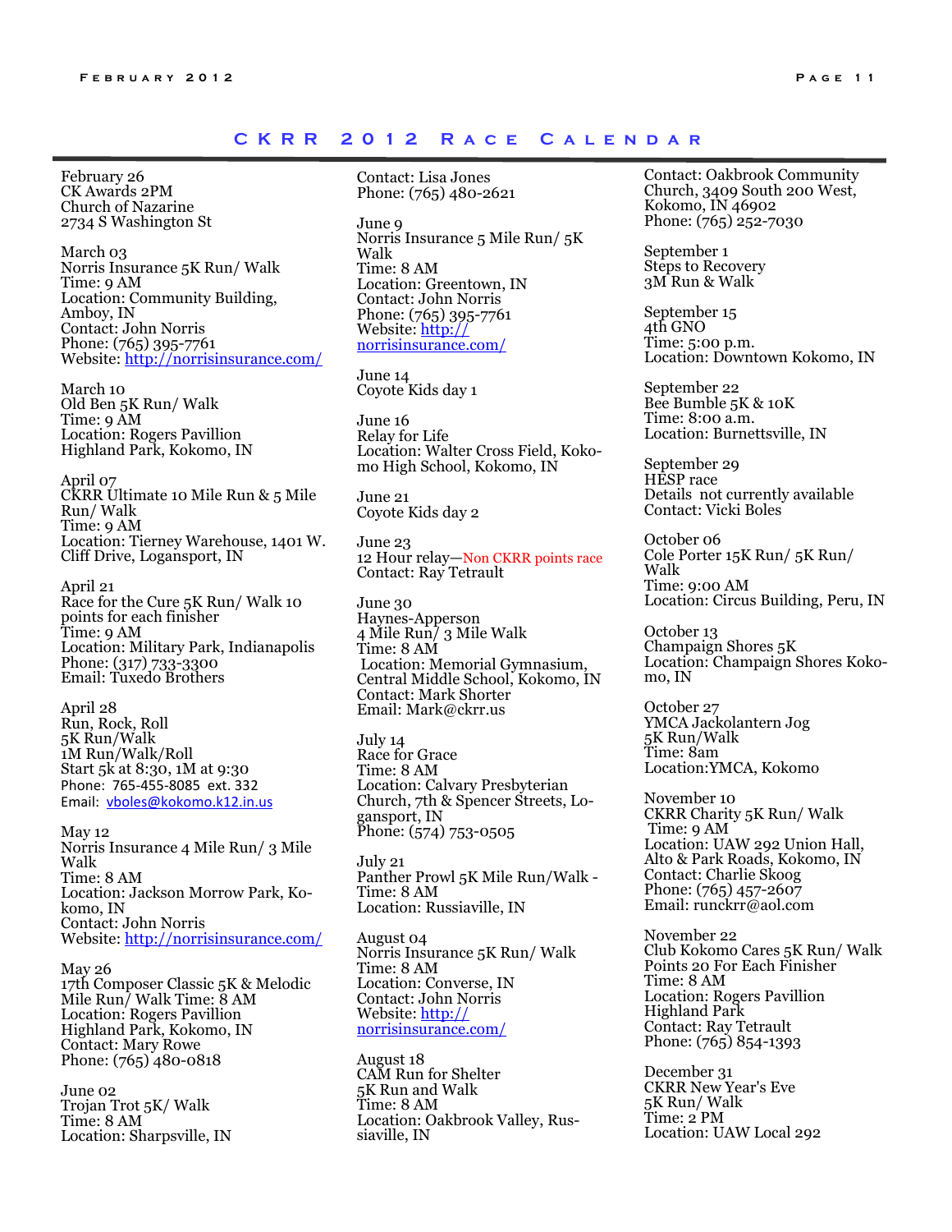## CKRR 2012 Race Calendar

February 26
CK Awards 2PM
Church of Nazarine
2734 S Washington St

March 03
Norris Insurance 5K Run/ Walk
Time: 9 AM
Location: Community Building, Amboy, IN
Contact: John Norris
Phone: (765) 395-7761
Website: http://norrisinsurance.com/

March 10
Old Ben 5K Run/ Walk
Time: 9 AM
Location: Rogers Pavillion
Highland Park, Kokomo, IN

April 07
CKRR Ultimate 10 Mile Run & 5 Mile Run/ Walk
Time: 9 AM
Location: Tierney Warehouse, 1401 W. Cliff Drive, Logansport, IN

April 21
Race for the Cure 5K Run/ Walk 10 points for each finisher
Time: 9 AM
Location: Military Park, Indianapolis
Phone: (317) 733-3300
Email: Tuxedo Brothers

April 28
Run, Rock, Roll
5K Run/Walk
1M Run/Walk/Roll
Start 5k at 8:30, 1M at 9:30
Phone: 765-455-8085 ext. 332
Email: vboles@kokomo.k12.in.us

May 12
Norris Insurance 4 Mile Run/ 3 Mile Walk
Time: 8 AM
Location: Jackson Morrow Park, Kokomo, IN
Contact: John Norris
Website: http://norrisinsurance.com/

May 26
17th Composer Classic 5K & Melodic Mile Run/ Walk Time: 8 AM
Location: Rogers Pavillion
Highland Park, Kokomo, IN
Contact: Mary Rowe
Phone: (765) 480-0818

June 02
Trojan Trot 5K/ Walk
Time: 8 AM
Location: Sharpsville, IN
Contact: Lisa Jones
Phone: (765) 480-2621

June 9
Norris Insurance 5 Mile Run/ 5K Walk
Time: 8 AM
Location: Greentown, IN
Contact: John Norris
Phone: (765) 395-7761
Website: http://norrisinsurance.com/

June 14
Coyote Kids day 1

June 16
Relay for Life
Location: Walter Cross Field, Kokomo High School, Kokomo, IN

June 21
Coyote Kids day 2

June 23
12 Hour relay—Non CKRR points race
Contact: Ray Tetrault

June 30
Haynes-Apperson
4 Mile Run/ 3 Mile Walk
Time: 8 AM
Location: Memorial Gymnasium, Central Middle School, Kokomo, IN
Contact: Mark Shorter
Email: Mark@ckrr.us

July 14
Race for Grace
Time: 8 AM
Location: Calvary Presbyterian Church, 7th & Spencer Streets, Logansport, IN
Phone: (574) 753-0505

July 21
Panther Prowl 5K Mile Run/Walk -
Time: 8 AM
Location: Russiaville, IN

August 04
Norris Insurance 5K Run/ Walk
Time: 8 AM
Location: Converse, IN
Contact: John Norris
Website: http://norrisinsurance.com/

August 18
CAM Run for Shelter
5K Run and Walk
Time: 8 AM
Location: Oakbrook Valley, Russiaville, IN
Contact: Oakbrook Community Church, 3409 South 200 West, Kokomo, IN 46902
Phone: (765) 252-7030

September 1
Steps to Recovery
3M Run & Walk

September 15
4th GNO
Time: 5:00 p.m.
Location: Downtown Kokomo, IN

September 22
Bee Bumble 5K & 10K
Time: 8:00 a.m.
Location: Burnettsville, IN

September 29
HESP race
Details not currently available
Contact: Vicki Boles

October 06
Cole Porter 15K Run/ 5K Run/ Walk
Time: 9:00 AM
Location: Circus Building, Peru, IN

October 13
Champaign Shores 5K
Location: Champaign Shores Kokomo, IN

October 27
YMCA Jackolantern Jog
5K Run/Walk
Time: 8am
Location:YMCA, Kokomo

November 10
CKRR Charity 5K Run/ Walk
Time: 9 AM
Location: UAW 292 Union Hall, Alto & Park Roads, Kokomo, IN
Contact: Charlie Skoog
Phone: (765) 457-2607
Email: runckrr@aol.com

November 22
Club Kokomo Cares 5K Run/ Walk
Points 20 For Each Finisher
Time: 8 AM
Location: Rogers Pavillion
Highland Park
Contact: Ray Tetrault
Phone: (765) 854-1393

December 31
CKRR New Year's Eve
5K Run/ Walk
Time: 2 PM
Location: UAW Local 292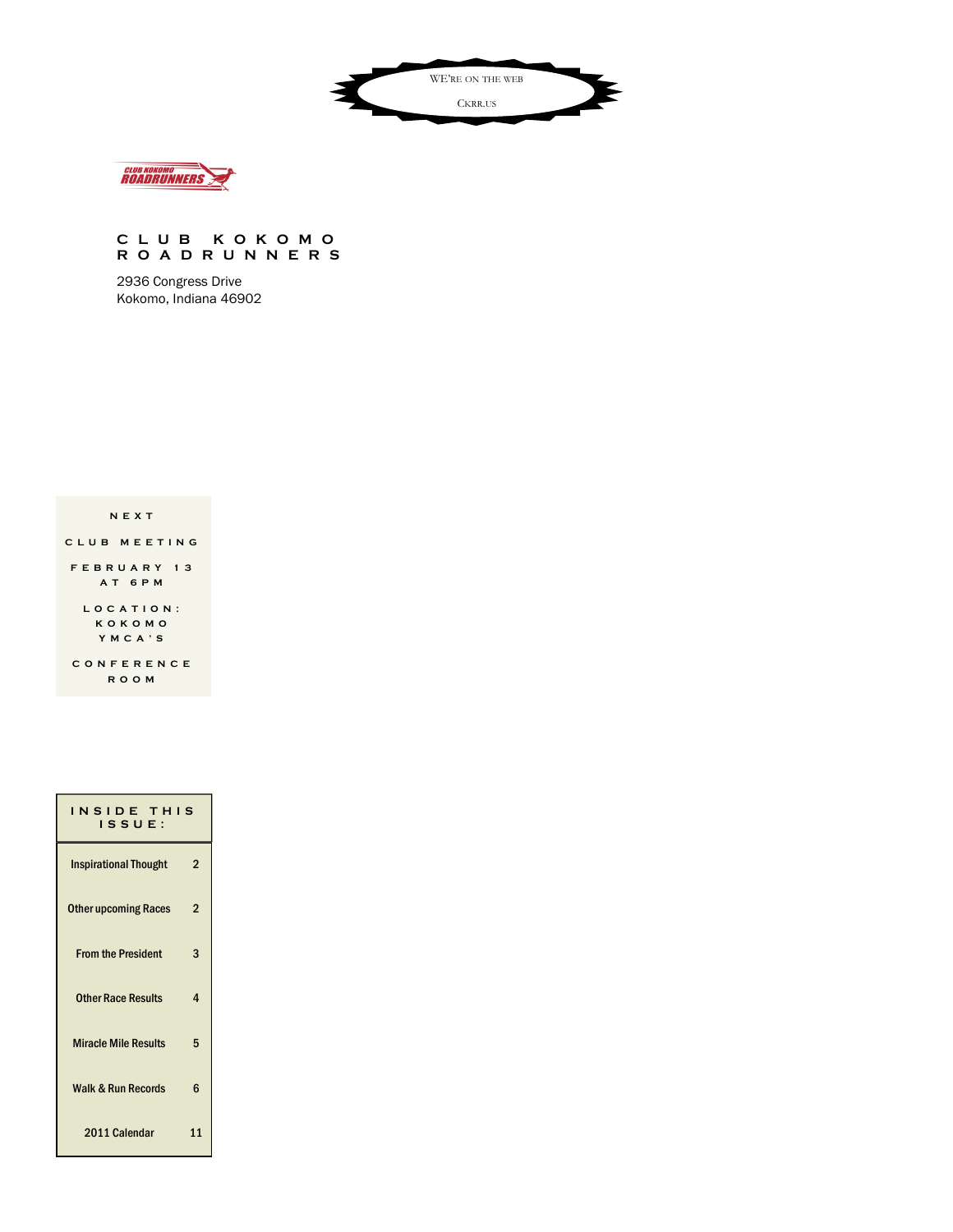WE'RE ON THE WEB

CKRR.US

**CLUB KOKOMO ROADRUNNERS**

2936 Congress Drive
Kokomo, Indiana 46902

NEXT CLUB MEETING

FEBRUARY 13 AT 6PM

LOCATION: KOKOMO YMCA'S CONFERENCE ROOM

| INSIDE THIS ISSUE: | |
|---|---|
| Inspirational Thought | 2 |
| Other upcoming Races | 2 |
| From the President | 3 |
| Other Race Results | 4 |
| Miracle Mile Results | 5 |
| Walk & Run Records | 6 |
| 2011 Calendar | 11 |